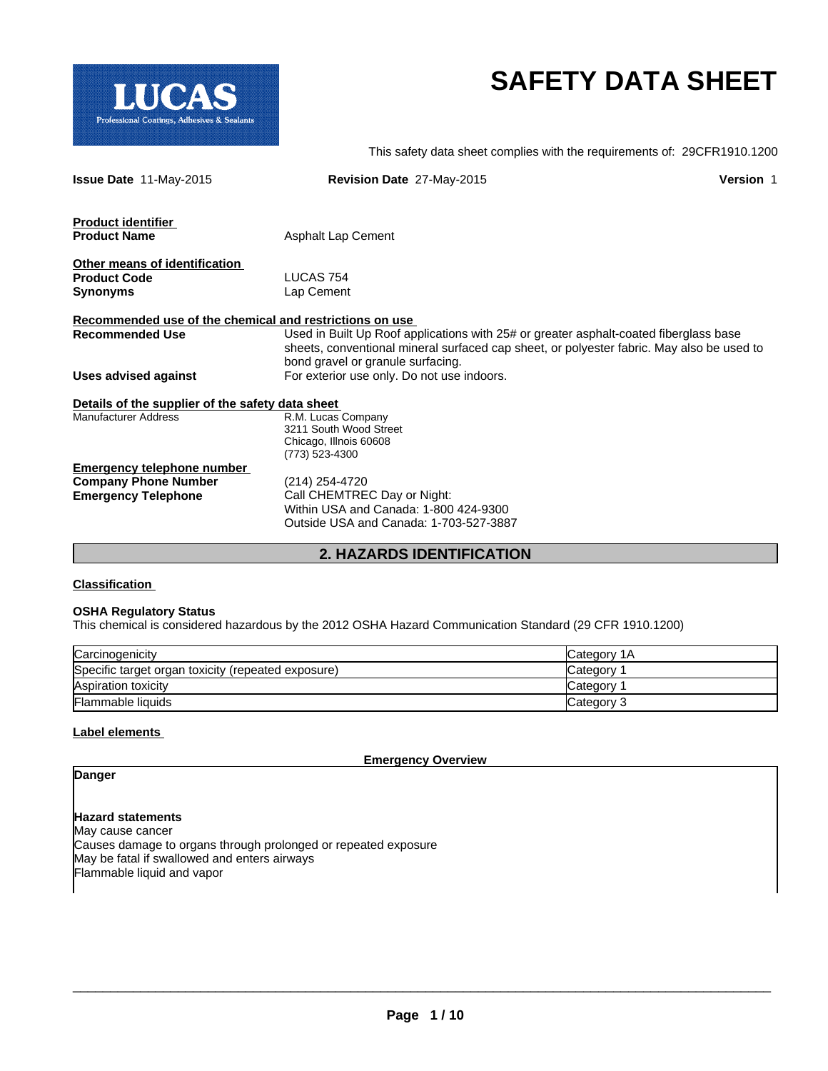LUCAS
Professional Coatings, Adhesives & Sealants

# SAFETY DATA SHEET

This safety data sheet complies with the requirements of: 29CFR1910.1200

**Issue Date** 11-May-2015 **Revision Date** 27-May-2015 **Version** 1

**Product identifier**

**Product Name** Asphalt Lap Cement

**Other means of identification**

**Product Code** LUCAS 754

**Synonyms** Lap Cement

**Recommended use of the chemical and restrictions on use**

**Recommended Use** Used in Built Up Roof applications with 25# or greater asphalt-coated fiberglass base sheets, conventional mineral surfaced cap sheet, or polyester fabric. May also be used to bond gravel or granule surfacing.

**Uses advised against** For exterior use only. Do not use indoors.

**Details of the supplier of the safety data sheet**

Manufacturer Address R.M. Lucas Company
3211 South Wood Street
Chicago, Illnois 60608
(773) 523-4300

**Emergency telephone number**

**Company Phone Number** (214) 254-4720

**Emergency Telephone** Call CHEMTREC Day or Night:
Within USA and Canada: 1-800 424-9300
Outside USA and Canada: 1-703-527-3887

## 2. HAZARDS IDENTIFICATION

**Classification**

**OSHA Regulatory Status**

This chemical is considered hazardous by the 2012 OSHA Hazard Communication Standard (29 CFR 1910.1200)

| | |
|---|---|
| Carcinogenicity | Category 1A |
| Specific target organ toxicity (repeated exposure) | Category 1 |
| Aspiration toxicity | Category 1 |
| Flammable liquids | Category 3 |

**Label elements**

**Emergency Overview**

**Danger**

**Hazard statements**

May cause cancer
Causes damage to organs through prolonged or repeated exposure
May be fatal if swallowed and enters airways
Flammable liquid and vapor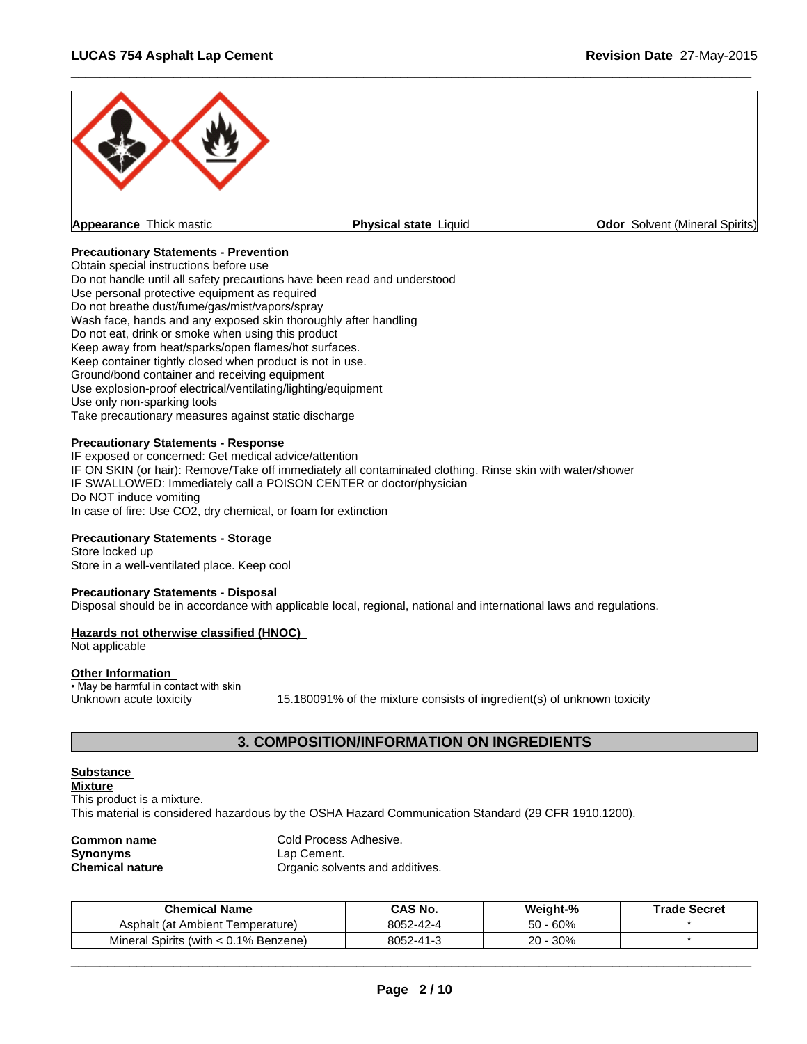**Appearance** Thick mastic | **Physical state** Liquid | **Odor** Solvent (Mineral Spirits)

**Precautionary Statements - Prevention**

Obtain special instructions before use
Do not handle until all safety precautions have been read and understood
Use personal protective equipment as required
Do not breathe dust/fume/gas/mist/vapors/spray
Wash face, hands and any exposed skin thoroughly after handling
Do not eat, drink or smoke when using this product
Keep away from heat/sparks/open flames/hot surfaces.
Keep container tightly closed when product is not in use.
Ground/bond container and receiving equipment
Use explosion-proof electrical/ventilating/lighting/equipment
Use only non-sparking tools
Take precautionary measures against static discharge

**Precautionary Statements - Response**

IF exposed or concerned: Get medical advice/attention
IF ON SKIN (or hair): Remove/Take off immediately all contaminated clothing. Rinse skin with water/shower
IF SWALLOWED: Immediately call a POISON CENTER or doctor/physician
Do NOT induce vomiting
In case of fire: Use CO2, dry chemical, or foam for extinction

**Precautionary Statements - Storage**

Store locked up
Store in a well-ventilated place. Keep cool

**Precautionary Statements - Disposal**

Disposal should be in accordance with applicable local, regional, national and international laws and regulations.

**Hazards not otherwise classified (HNOC)**

Not applicable

**Other Information**

• May be harmful in contact with skin

Unknown acute toxicity 15.180091% of the mixture consists of ingredient(s) of unknown toxicity

## 3. COMPOSITION/INFORMATION ON INGREDIENTS

**Substance**

**Mixture**

This product is a mixture.
This material is considered hazardous by the OSHA Hazard Communication Standard (29 CFR 1910.1200).

**Common name** Cold Process Adhesive.
**Synonyms** Lap Cement.
**Chemical nature** Organic solvents and additives.

| Chemical Name | CAS No. | Weight-% | Trade Secret |
|---|---|---|---|
| Asphalt (at Ambient Temperature) | 8052-42-4 | 50 - 60% | * |
| Mineral Spirits (with < 0.1% Benzene) | 8052-41-3 | 20 - 30% | * |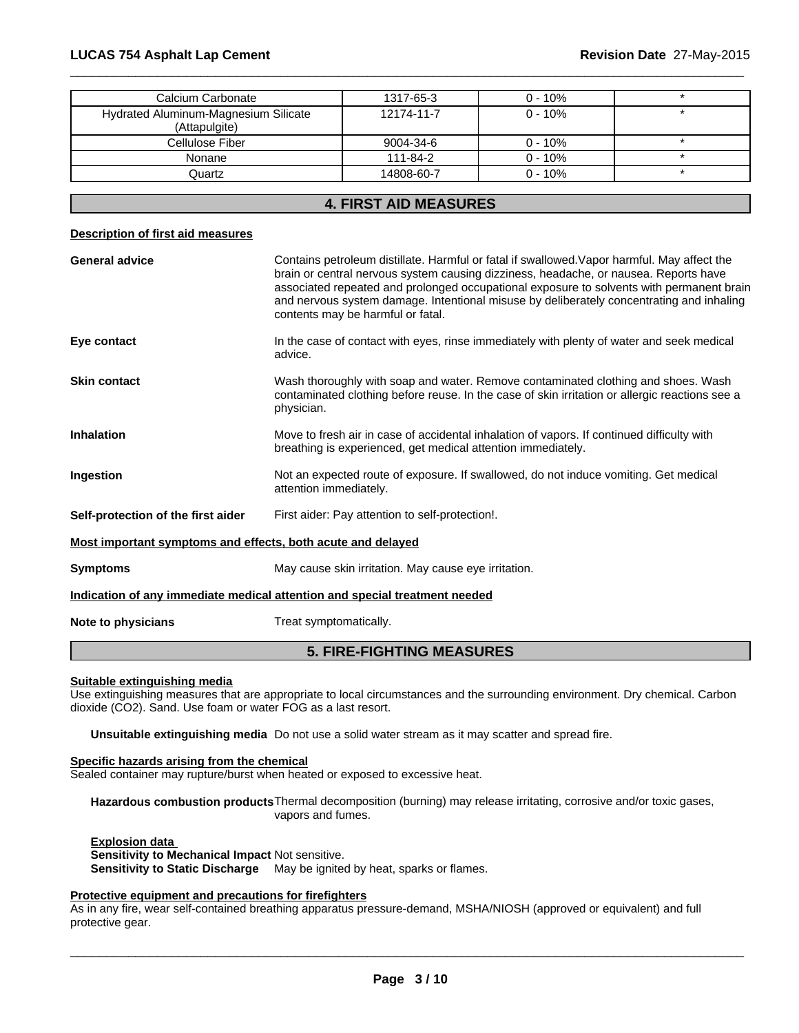| Calcium Carbonate | 1317-65-3 | 0 - 10% | * |
|---|---|---|---|
| Hydrated Aluminum-Magnesium Silicate (Attapulgite) | 12174-11-7 | 0 - 10% | * |
| Cellulose Fiber | 9004-34-6 | 0 - 10% | * |
| Nonane | 111-84-2 | 0 - 10% | * |
| Quartz | 14808-60-7 | 0 - 10% | * |

## 4. FIRST AID MEASURES

**Description of first aid measures**

**General advice**
Contains petroleum distillate. Harmful or fatal if swallowed.Vapor harmful. May affect the brain or central nervous system causing dizziness, headache, or nausea. Reports have associated repeated and prolonged occupational exposure to solvents with permanent brain and nervous system damage. Intentional misuse by deliberately concentrating and inhaling contents may be harmful or fatal.

**Eye contact**
In the case of contact with eyes, rinse immediately with plenty of water and seek medical advice.

**Skin contact**
Wash thoroughly with soap and water. Remove contaminated clothing and shoes. Wash contaminated clothing before reuse. In the case of skin irritation or allergic reactions see a physician.

**Inhalation**
Move to fresh air in case of accidental inhalation of vapors. If continued difficulty with breathing is experienced, get medical attention immediately.

**Ingestion**
Not an expected route of exposure. If swallowed, do not induce vomiting. Get medical attention immediately.

**Self-protection of the first aider**
First aider: Pay attention to self-protection!.

**Most important symptoms and effects, both acute and delayed**

**Symptoms**
May cause skin irritation. May cause eye irritation.

**Indication of any immediate medical attention and special treatment needed**

**Note to physicians**
Treat symptomatically.

## 5. FIRE-FIGHTING MEASURES

**Suitable extinguishing media**
Use extinguishing measures that are appropriate to local circumstances and the surrounding environment. Dry chemical. Carbon dioxide ($CO_2$). Sand. Use foam or water FOG as a last resort.

**Unsuitable extinguishing media** Do not use a solid water stream as it may scatter and spread fire.

**Specific hazards arising from the chemical**
Sealed container may rupture/burst when heated or exposed to excessive heat.

**Hazardous combustion products** Thermal decomposition (burning) may release irritating, corrosive and/or toxic gases, vapors and fumes.

**Explosion data**
**Sensitivity to Mechanical Impact** Not sensitive.
**Sensitivity to Static Discharge** May be ignited by heat, sparks or flames.

**Protective equipment and precautions for firefighters**
As in any fire, wear self-contained breathing apparatus pressure-demand, MSHA/NIOSH (approved or equivalent) and full protective gear.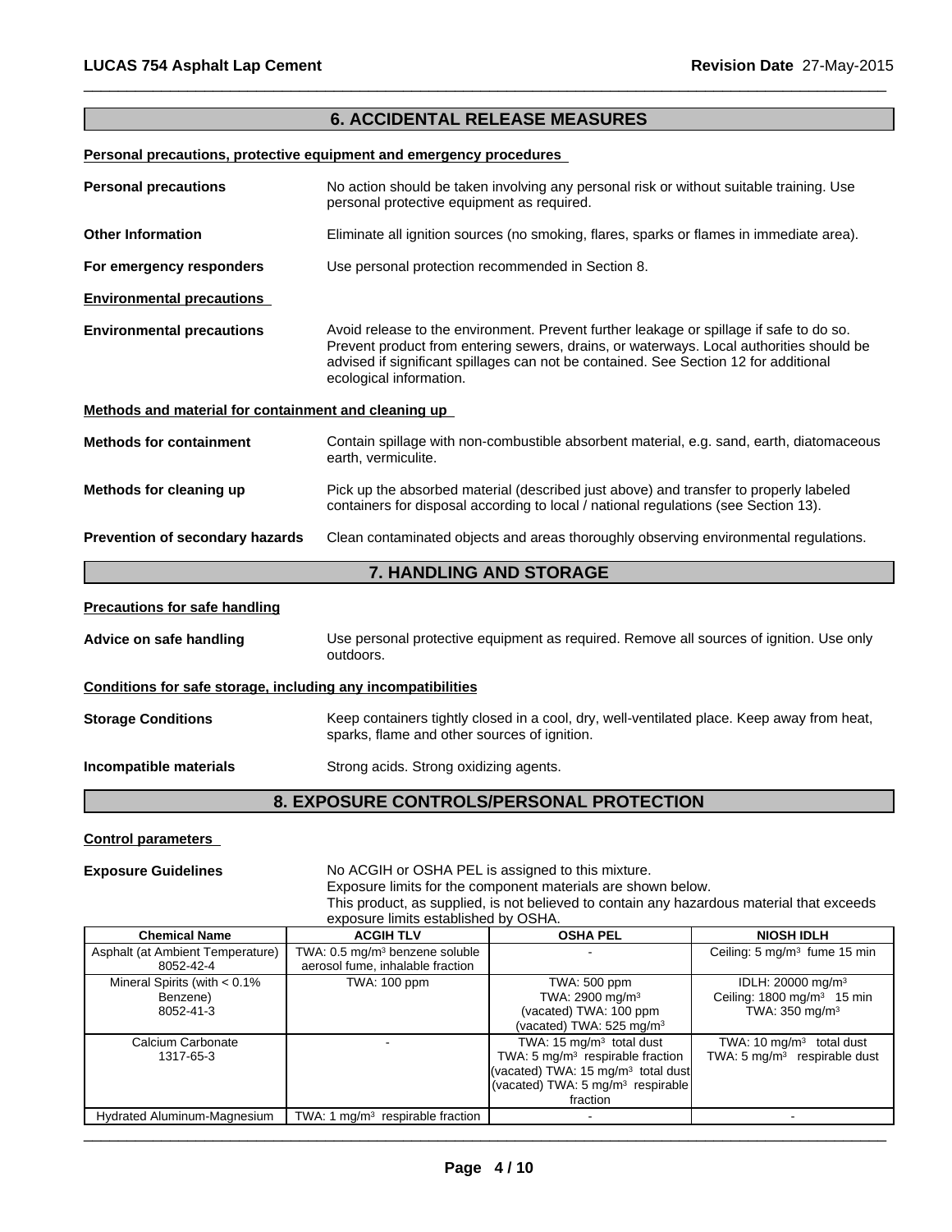## 6. ACCIDENTAL RELEASE MEASURES

**Personal precautions, protective equipment and emergency procedures**

**Personal precautions** No action should be taken involving any personal risk or without suitable training. Use personal protective equipment as required.

**Other Information** Eliminate all ignition sources (no smoking, flares, sparks or flames in immediate area).

**For emergency responders** Use personal protection recommended in Section 8.

**Environmental precautions**

**Environmental precautions** Avoid release to the environment. Prevent further leakage or spillage if safe to do so. Prevent product from entering sewers, drains, or waterways. Local authorities should be advised if significant spillages can not be contained. See Section 12 for additional ecological information.

**Methods and material for containment and cleaning up**

**Methods for containment** Contain spillage with non-combustible absorbent material, e.g. sand, earth, diatomaceous earth, vermiculite.

**Methods for cleaning up** Pick up the absorbed material (described just above) and transfer to properly labeled containers for disposal according to local / national regulations (see Section 13).

**Prevention of secondary hazards** Clean contaminated objects and areas thoroughly observing environmental regulations.

## 7. HANDLING AND STORAGE

**Precautions for safe handling**

**Advice on safe handling** Use personal protective equipment as required. Remove all sources of ignition. Use only outdoors.

**Conditions for safe storage, including any incompatibilities**

**Storage Conditions** Keep containers tightly closed in a cool, dry, well-ventilated place. Keep away from heat, sparks, flame and other sources of ignition.

**Incompatible materials** Strong acids. Strong oxidizing agents.

## 8. EXPOSURE CONTROLS/PERSONAL PROTECTION

**Control parameters**

**Exposure Guidelines** No ACGIH or OSHA PEL is assigned to this mixture.
Exposure limits for the component materials are shown below.
This product, as supplied, is not believed to contain any hazardous material that exceeds exposure limits established by OSHA.

| Chemical Name | ACGIH TLV | OSHA PEL | NIOSH IDLH |
|---|---|---|---|
| Asphalt (at Ambient Temperature) 8052-42-4 | TWA: 0.5 mg/m³ benzene soluble aerosol fume, inhalable fraction | - | Ceiling: 5 mg/m³ fume 15 min |
| Mineral Spirits (with < 0.1% Benzene) 8052-41-3 | TWA: 100 ppm | TWA: 500 ppm<br>TWA: 2900 mg/m³<br>(vacated) TWA: 100 ppm<br>(vacated) TWA: 525 mg/m³ | IDLH: 20000 mg/m³<br>Ceiling: 1800 mg/m³ 15 min<br>TWA: 350 mg/m³ |
| Calcium Carbonate 1317-65-3 | - | TWA: 15 mg/m³ total dust<br>TWA: 5 mg/m³ respirable fraction<br>(vacated) TWA: 15 mg/m³ total dust<br>(vacated) TWA: 5 mg/m³ respirable fraction | TWA: 10 mg/m³ total dust<br>TWA: 5 mg/m³ respirable dust |
| Hydrated Aluminum-Magnesium | TWA: 1 mg/m³ respirable fraction | - | - |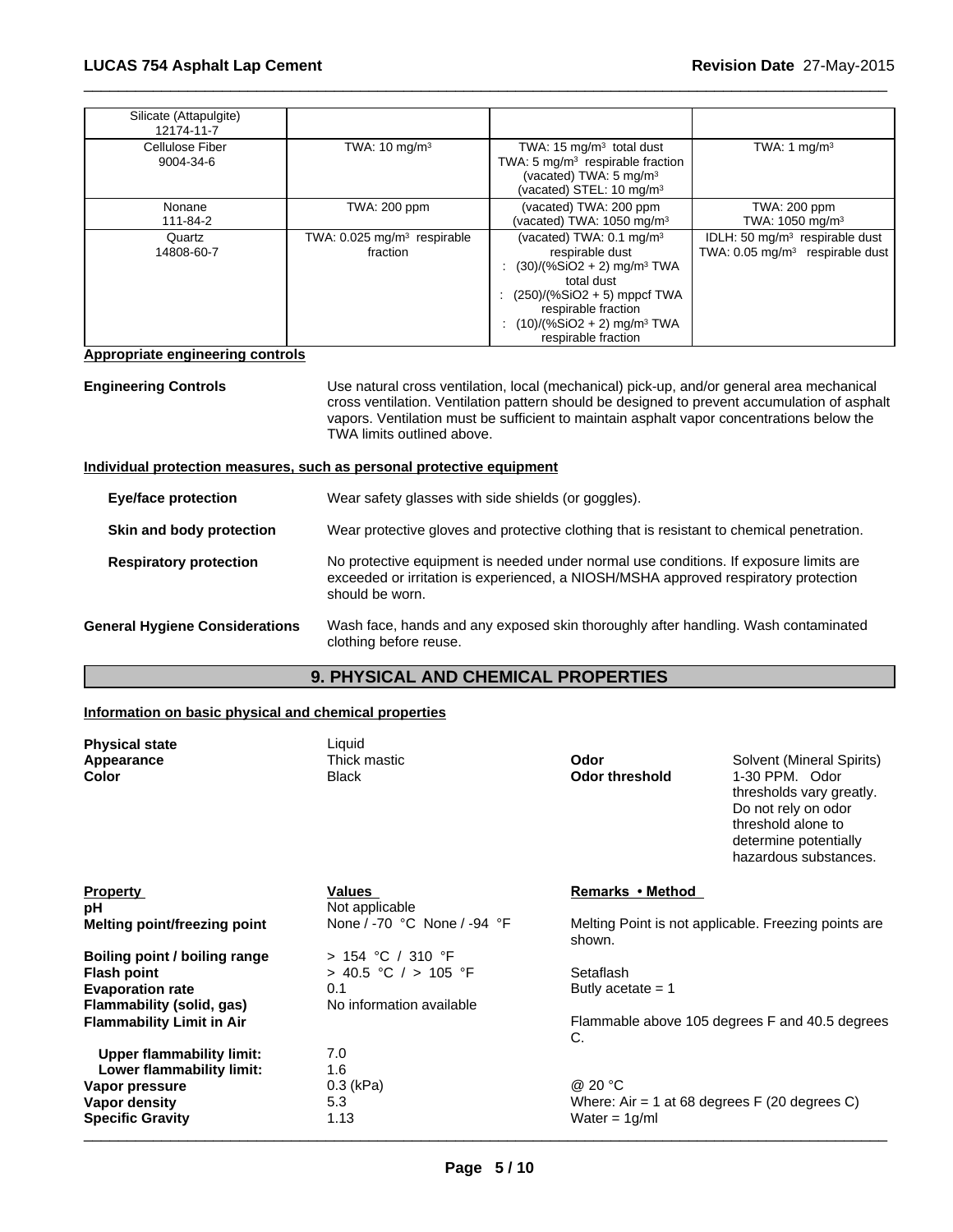| | | | |
|---|---|---|---|
| Silicate (Attapulgite) 12174-11-7 | | | |
| Cellulose Fiber 9004-34-6 | TWA: 10 mg/m³ | TWA: 15 mg/m³ total dust<br>TWA: 5 mg/m³ respirable fraction<br>(vacated) TWA: 5 mg/m³<br>(vacated) STEL: 10 mg/m³ | TWA: 1 mg/m³ |
| Nonane 111-84-2 | TWA: 200 ppm | (vacated) TWA: 200 ppm<br>(vacated) TWA: 1050 mg/m³ | TWA: 200 ppm<br>TWA: 1050 mg/m³ |
| Quartz 14808-60-7 | TWA: 0.025 mg/m³ respirable fraction | (vacated) TWA: 0.1 mg/m³ respirable dust<br>: (30)/(%SiO2 + 2) mg/m³ TWA total dust<br>: (250)/(%SiO2 + 5) mppcf TWA respirable fraction<br>: (10)/(%SiO2 + 2) mg/m³ TWA respirable fraction | IDLH: 50 mg/m³ respirable dust<br>TWA: 0.05 mg/m³ respirable dust |

**Appropriate engineering controls**

**Engineering Controls** Use natural cross ventilation, local (mechanical) pick-up, and/or general area mechanical cross ventilation. Ventilation pattern should be designed to prevent accumulation of asphalt vapors. Ventilation must be sufficient to maintain asphalt vapor concentrations below the TWA limits outlined above.

**Individual protection measures, such as personal protective equipment**

**Eye/face protection** Wear safety glasses with side shields (or goggles).

**Skin and body protection** Wear protective gloves and protective clothing that is resistant to chemical penetration.

**Respiratory protection** No protective equipment is needed under normal use conditions. If exposure limits are exceeded or irritation is experienced, a NIOSH/MSHA approved respiratory protection should be worn.

**General Hygiene Considerations** Wash face, hands and any exposed skin thoroughly after handling. Wash contaminated clothing before reuse.

## 9. PHYSICAL AND CHEMICAL PROPERTIES

**Information on basic physical and chemical properties**

**Physical state** Liquid

**Appearance** Thick mastic

**Color** Black

**Odor** Solvent (Mineral Spirits)

**Odor threshold** 1-30 PPM. Odor thresholds vary greatly. Do not rely on odor threshold alone to determine potentially hazardous substances.

| Property | Values | Remarks • Method |
|---|---|---|
| **pH** | Not applicable | |
| **Melting point/freezing point** | None / -70 °C None / -94 °F | Melting Point is not applicable. Freezing points are shown. |
| **Boiling point / boiling range** | > 154 °C / 310 °F | |
| **Flash point** | > 40.5 °C / > 105 °F | Setaflash |
| **Evaporation rate** | 0.1 | Butly acetate = 1 |
| **Flammability (solid, gas)** | No information available | |
| **Flammability Limit in Air** | | Flammable above 105 degrees F and 40.5 degrees C. |
| **Upper flammability limit:** | 7.0 | |
| **Lower flammability limit:** | 1.6 | |
| **Vapor pressure** | 0.3 (kPa) | @ 20 °C |
| **Vapor density** | 5.3 | Where: Air = 1 at 68 degrees F (20 degrees C) |
| **Specific Gravity** | 1.13 | Water = 1g/ml |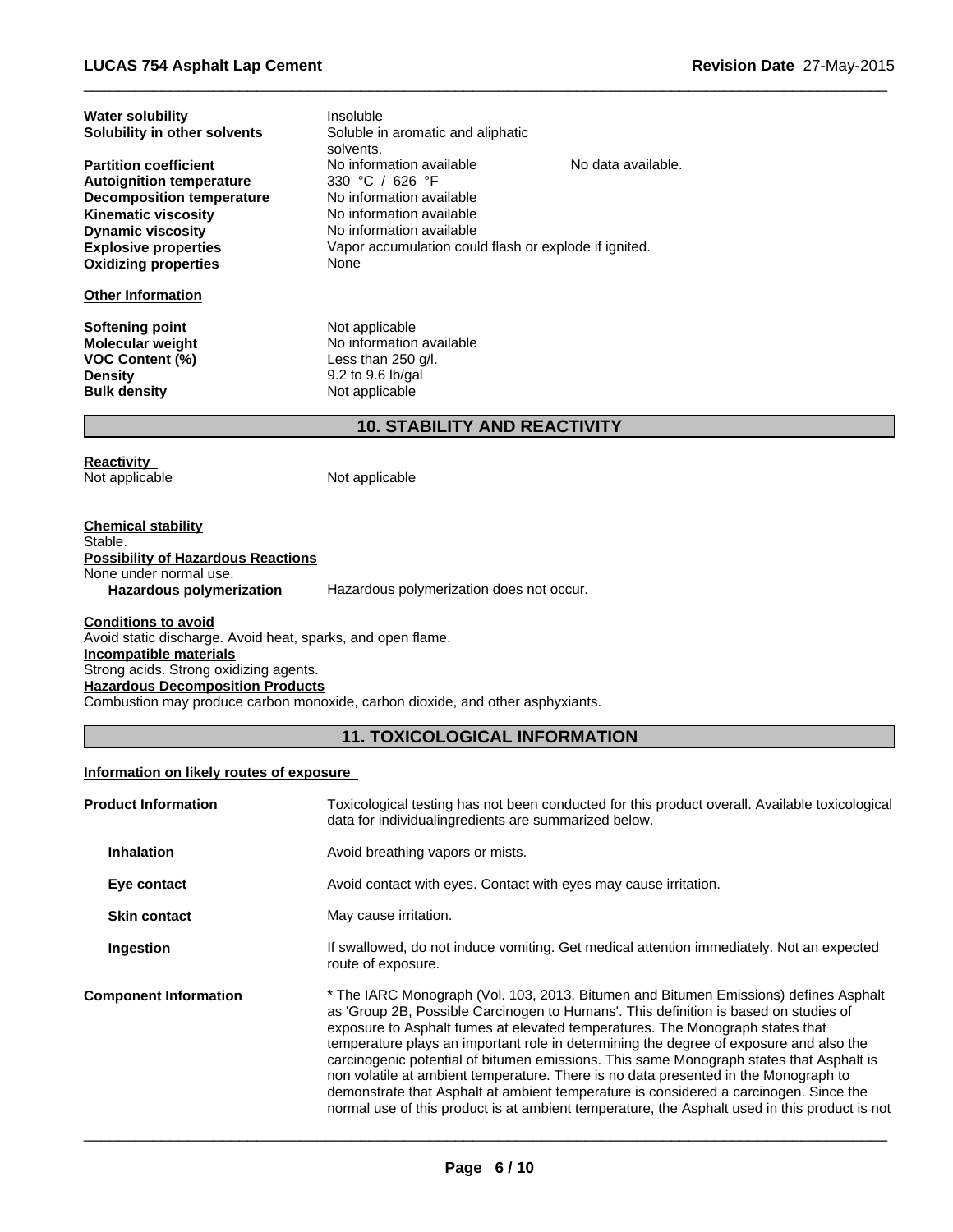| | | |
|---|---|---|
| **Water solubility** | Insoluble | |
| **Solubility in other solvents** | Soluble in aromatic and aliphatic solvents. | |
| **Partition coefficient** | No information available | No data available. |
| **Autoignition temperature** | 330 °C / 626 °F | |
| **Decomposition temperature** | No information available | |
| **Kinematic viscosity** | No information available | |
| **Dynamic viscosity** | No information available | |
| **Explosive properties** | Vapor accumulation could flash or explode if ignited. | |
| **Oxidizing properties** | None | |

**Other Information**

| | |
|---|---|
| **Softening point** | Not applicable |
| **Molecular weight** | No information available |
| **VOC Content (%)** | Less than 250 g/l. |
| **Density** | 9.2 to 9.6 lb/gal |
| **Bulk density** | Not applicable |

## 10. STABILITY AND REACTIVITY

**Reactivity**
Not applicable Not applicable

**Chemical stability**
Stable.

**Possibility of Hazardous Reactions**
None under normal use.

**Hazardous polymerization** Hazardous polymerization does not occur.

**Conditions to avoid**
Avoid static discharge. Avoid heat, sparks, and open flame.

**Incompatible materials**
Strong acids. Strong oxidizing agents.

**Hazardous Decomposition Products**
Combustion may produce carbon monoxide, carbon dioxide, and other asphyxiants.

## 11. TOXICOLOGICAL INFORMATION

**Information on likely routes of exposure**

**Product Information** Toxicological testing has not been conducted for this product overall. Available toxicological data for individualingredients are summarized below.

**Inhalation** Avoid breathing vapors or mists.

**Eye contact** Avoid contact with eyes. Contact with eyes may cause irritation.

**Skin contact** May cause irritation.

**Ingestion** If swallowed, do not induce vomiting. Get medical attention immediately. Not an expected route of exposure.

**Component Information** * The IARC Monograph (Vol. 103, 2013, Bitumen and Bitumen Emissions) defines Asphalt as 'Group 2B, Possible Carcinogen to Humans'. This definition is based on studies of exposure to Asphalt fumes at elevated temperatures. The Monograph states that temperature plays an important role in determining the degree of exposure and also the carcinogenic potential of bitumen emissions. This same Monograph states that Asphalt is non volatile at ambient temperature. There is no data presented in the Monograph to demonstrate that Asphalt at ambient temperature is considered a carcinogen. Since the normal use of this product is at ambient temperature, the Asphalt used in this product is not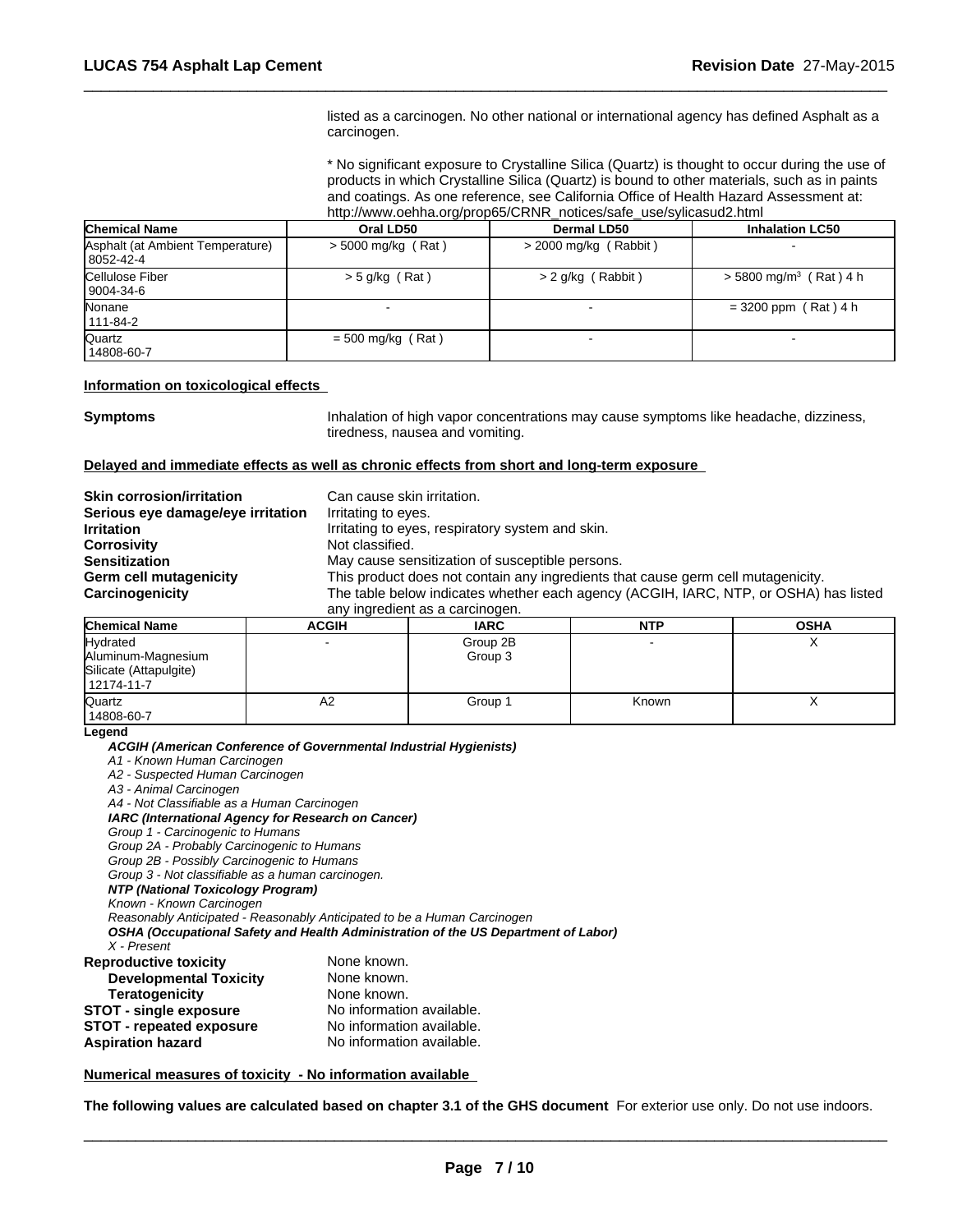listed as a carcinogen. No other national or international agency has defined Asphalt as a carcinogen.

* No significant exposure to Crystalline Silica (Quartz) is thought to occur during the use of products in which Crystalline Silica (Quartz) is bound to other materials, such as in paints and coatings. As one reference, see California Office of Health Hazard Assessment at: http://www.oehha.org/prop65/CRNR_notices/safe_use/sylicasud2.html

| Chemical Name | Oral LD50 | Dermal LD50 | Inhalation LC50 |
|---|---|---|---|
| Asphalt (at Ambient Temperature) 8052-42-4 | > 5000 mg/kg ( Rat ) | > 2000 mg/kg ( Rabbit ) | - |
| Cellulose Fiber 9004-34-6 | > 5 g/kg ( Rat ) | > 2 g/kg ( Rabbit ) | > 5800 mg/m$^3$ ( Rat ) 4 h |
| Nonane 111-84-2 | - | - | = 3200 ppm ( Rat ) 4 h |
| Quartz 14808-60-7 | = 500 mg/kg ( Rat ) | - | - |

**Information on toxicological effects**

**Symptoms** Inhalation of high vapor concentrations may cause symptoms like headache, dizziness, tiredness, nausea and vomiting.

**Delayed and immediate effects as well as chronic effects from short and long-term exposure**

**Skin corrosion/irritation** Can cause skin irritation.
**Serious eye damage/eye irritation** Irritating to eyes.
**Irritation** Irritating to eyes, respiratory system and skin.
**Corrosivity** Not classified.
**Sensitization** May cause sensitization of susceptible persons.
**Germ cell mutagenicity** This product does not contain any ingredients that cause germ cell mutagenicity.
**Carcinogenicity** The table below indicates whether each agency (ACGIH, IARC, NTP, or OSHA) has listed any ingredient as a carcinogen.

| Chemical Name | ACGIH | IARC | NTP | OSHA |
|---|---|---|---|---|
| Hydrated Aluminum-Magnesium Silicate (Attapulgite) 12174-11-7 | - | Group 2B Group 3 | - | X |
| Quartz 14808-60-7 | A2 | Group 1 | Known | X |

**Legend**

***ACGIH (American Conference of Governmental Industrial Hygienists)***
*A1 - Known Human Carcinogen*
*A2 - Suspected Human Carcinogen*
*A3 - Animal Carcinogen*
*A4 - Not Classifiable as a Human Carcinogen*
***IARC (International Agency for Research on Cancer)***
*Group 1 - Carcinogenic to Humans*
*Group 2A - Probably Carcinogenic to Humans*
*Group 2B - Possibly Carcinogenic to Humans*
*Group 3 - Not classifiable as a human carcinogen.*
***NTP (National Toxicology Program)***
*Known - Known Carcinogen*
*Reasonably Anticipated - Reasonably Anticipated to be a Human Carcinogen*
***OSHA (Occupational Safety and Health Administration of the US Department of Labor)***
*X - Present*

**Reproductive toxicity** None known.
**Developmental Toxicity** None known.
**Teratogenicity** None known.
**STOT - single exposure** No information available.
**STOT - repeated exposure** No information available.
**Aspiration hazard** No information available.

**Numerical measures of toxicity - No information available**

**The following values are calculated based on chapter 3.1 of the GHS document** For exterior use only. Do not use indoors.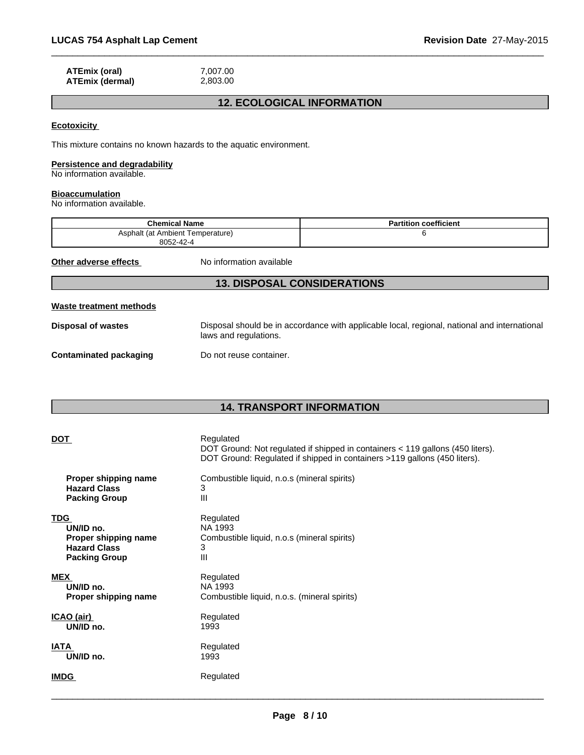| | |
|---|---|
| **ATEmix (oral)** | 7,007.00 |
| **ATEmix (dermal)** | 2,803.00 |

## 12. ECOLOGICAL INFORMATION

**Ecotoxicity**

This mixture contains no known hazards to the aquatic environment.

**Persistence and degradability**
No information available.

**Bioaccumulation**
No information available.

| Chemical Name | Partition coefficient |
|---|---|
| Asphalt (at Ambient Temperature) 8052-42-4 | 6 |

**Other adverse effects** No information available

## 13. DISPOSAL CONSIDERATIONS

**Waste treatment methods**

**Disposal of wastes** Disposal should be in accordance with applicable local, regional, national and international laws and regulations.

**Contaminated packaging** Do not reuse container.

## 14. TRANSPORT INFORMATION

**DOT** Regulated
DOT Ground: Not regulated if shipped in containers < 119 gallons (450 liters).
DOT Ground: Regulated if shipped in containers >119 gallons (450 liters).

- **Proper shipping name** Combustible liquid, n.o.s (mineral spirits)
- **Hazard Class** 3
- **Packing Group** III

**TDG** Regulated
- **UN/ID no.** NA 1993
- **Proper shipping name** Combustible liquid, n.o.s (mineral spirits)
- **Hazard Class** 3
- **Packing Group** III

**MEX** Regulated
- **UN/ID no.** NA 1993
- **Proper shipping name** Combustible liquid, n.o.s. (mineral spirits)

**ICAO (air)** Regulated
- **UN/ID no.** 1993

**IATA** Regulated
- **UN/ID no.** 1993

**IMDG** Regulated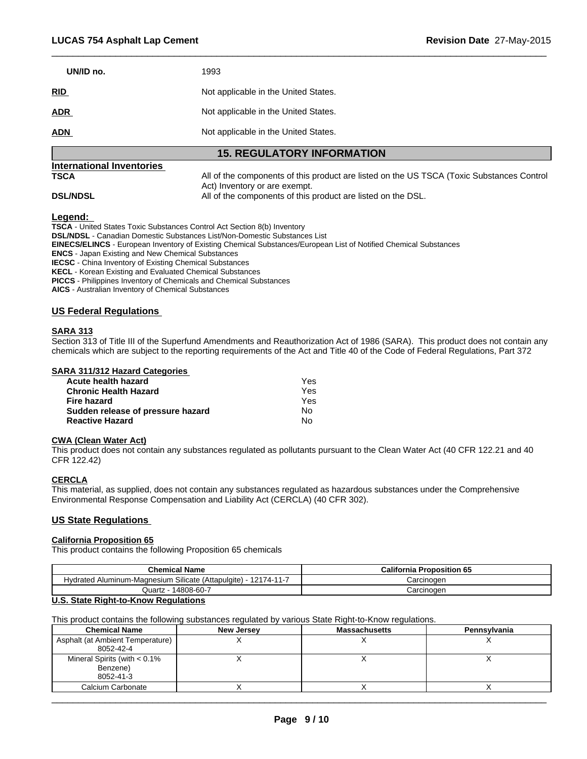| | |
|---|---|
| **UN/ID no.** | 1993 |
| **RID** | Not applicable in the United States. |
| **ADR** | Not applicable in the United States. |
| **ADN** | Not applicable in the United States. |

## 15. REGULATORY INFORMATION

### International Inventories

| | |
|---|---|
| **TSCA** | All of the components of this product are listed on the US TSCA (Toxic Substances Control Act) Inventory or are exempt. |
| **DSL/NDSL** | All of the components of this product are listed on the DSL. |

**Legend:**

**TSCA** - United States Toxic Substances Control Act Section 8(b) Inventory
**DSL/NDSL** - Canadian Domestic Substances List/Non-Domestic Substances List
**EINECS/ELINCS** - European Inventory of Existing Chemical Substances/European List of Notified Chemical Substances
**ENCS** - Japan Existing and New Chemical Substances
**IECSC** - China Inventory of Existing Chemical Substances
**KECL** - Korean Existing and Evaluated Chemical Substances
**PICCS** - Philippines Inventory of Chemicals and Chemical Substances
**AICS** - Australian Inventory of Chemical Substances

### US Federal Regulations

**SARA 313**

Section 313 of Title III of the Superfund Amendments and Reauthorization Act of 1986 (SARA). This product does not contain any chemicals which are subject to the reporting requirements of the Act and Title 40 of the Code of Federal Regulations, Part 372

**SARA 311/312 Hazard Categories**

| | |
|---|---|
| **Acute health hazard** | Yes |
| **Chronic Health Hazard** | Yes |
| **Fire hazard** | Yes |
| **Sudden release of pressure hazard** | No |
| **Reactive Hazard** | No |

**CWA (Clean Water Act)**

This product does not contain any substances regulated as pollutants pursuant to the Clean Water Act (40 CFR 122.21 and 40 CFR 122.42)

**CERCLA**

This material, as supplied, does not contain any substances regulated as hazardous substances under the Comprehensive Environmental Response Compensation and Liability Act (CERCLA) (40 CFR 302).

### US State Regulations

**California Proposition 65**

This product contains the following Proposition 65 chemicals

| Chemical Name | California Proposition 65 |
|---|---|
| Hydrated Aluminum-Magnesium Silicate (Attapulgite) - 12174-11-7 | Carcinogen |
| Quartz - 14808-60-7 | Carcinogen |

**U.S. State Right-to-Know Regulations**

This product contains the following substances regulated by various State Right-to-Know regulations.

| Chemical Name | New Jersey | Massachusetts | Pennsylvania |
|---|---|---|---|
| Asphalt (at Ambient Temperature) 8052-42-4 | X | X | X |
| Mineral Spirits (with < 0.1% Benzene) 8052-41-3 | X | X | X |
| Calcium Carbonate | X | X | X |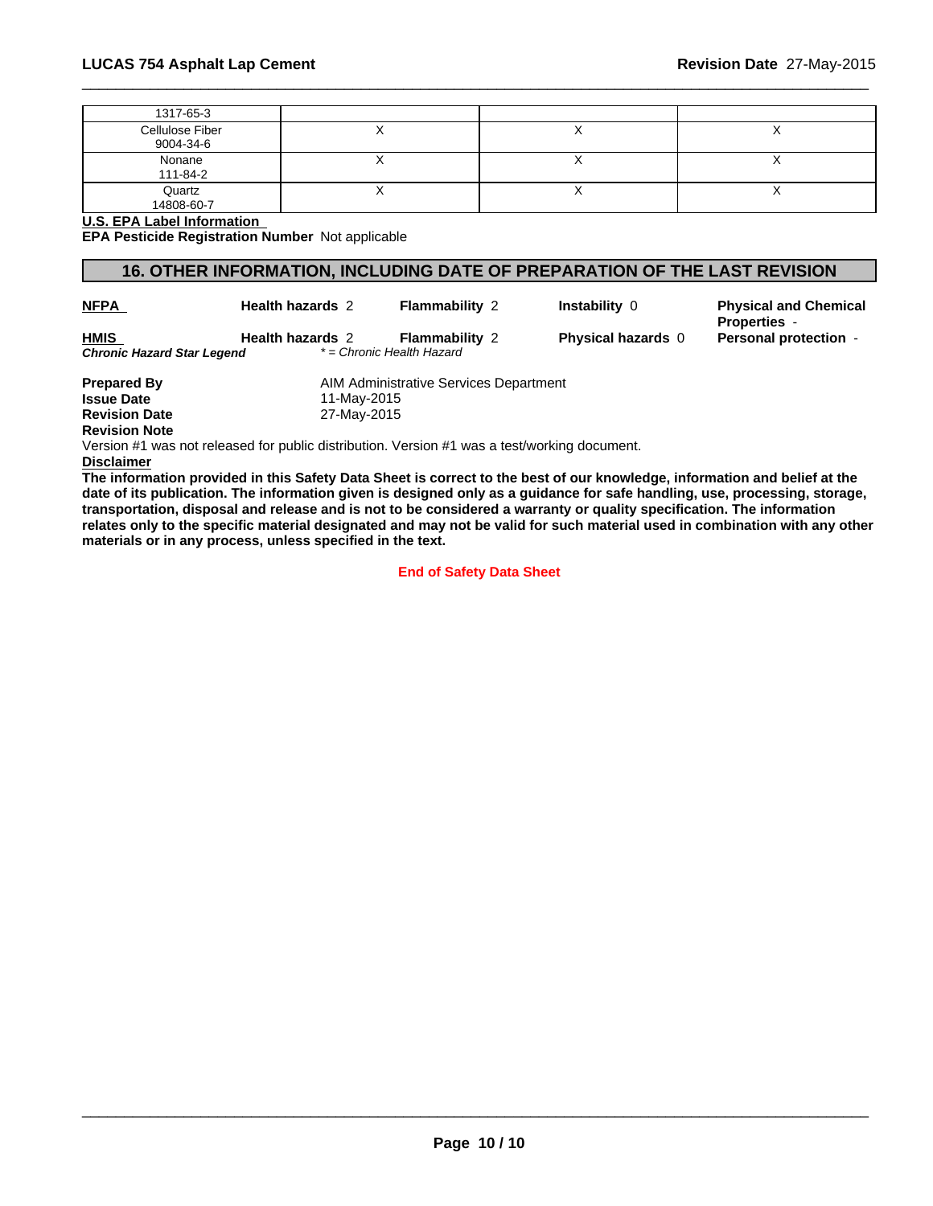| | | | |
|---|---|---|---|
| 1317-65-3 | | | |
| Cellulose Fiber 9004-34-6 | X | X | X |
| Nonane 111-84-2 | X | X | X |
| Quartz 14808-60-7 | X | X | X |

**U.S. EPA Label Information**

**EPA Pesticide Registration Number** Not applicable

## 16. OTHER INFORMATION, INCLUDING DATE OF PREPARATION OF THE LAST REVISION

| | | | | |
|---|---|---|---|---|
| **NFPA** | **Health hazards** 2 | **Flammability** 2 | **Instability** 0 | **Physical and Chemical Properties** - |
| **HMIS** | **Health hazards** 2 | **Flammability** 2 | **Physical hazards** 0 | **Personal protection** - |

***Chronic Hazard Star Legend*** *\* = Chronic Health Hazard*

**Prepared By** AIM Administrative Services Department

**Issue Date** 11-May-2015

**Revision Date** 27-May-2015

**Revision Note**

Version #1 was not released for public distribution. Version #1 was a test/working document.

**Disclaimer**

**The information provided in this Safety Data Sheet is correct to the best of our knowledge, information and belief at the date of its publication. The information given is designed only as a guidance for safe handling, use, processing, storage, transportation, disposal and release and is not to be considered a warranty or quality specification. The information relates only to the specific material designated and may not be valid for such material used in combination with any other materials or in any process, unless specified in the text.**

**End of Safety Data Sheet**